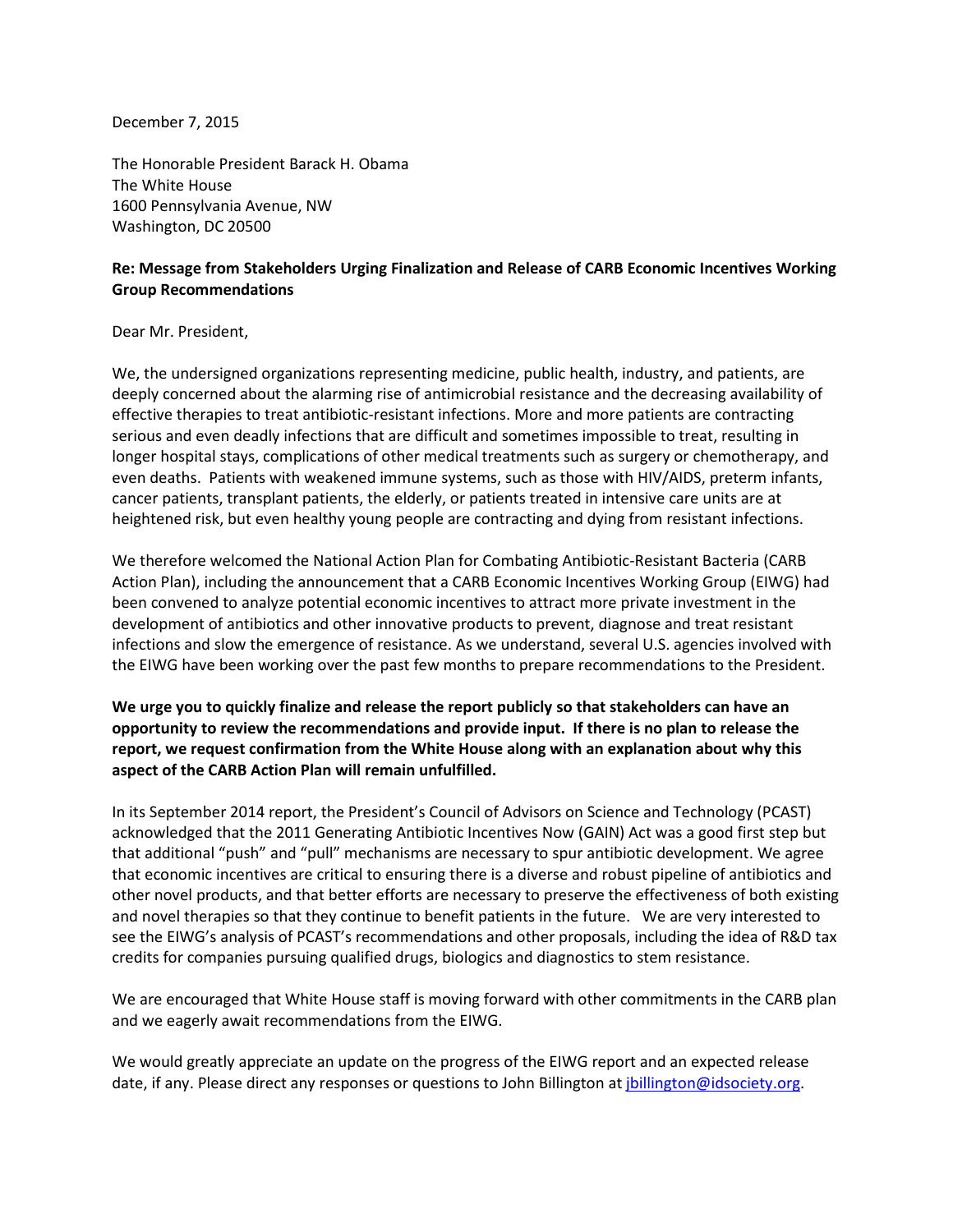December 7, 2015

The Honorable President Barack H. Obama
The White House
1600 Pennsylvania Avenue, NW
Washington, DC 20500

**Re: Message from Stakeholders Urging Finalization and Release of CARB Economic Incentives Working Group Recommendations**

Dear Mr. President,

We, the undersigned organizations representing medicine, public health, industry, and patients, are deeply concerned about the alarming rise of antimicrobial resistance and the decreasing availability of effective therapies to treat antibiotic-resistant infections. More and more patients are contracting serious and even deadly infections that are difficult and sometimes impossible to treat, resulting in longer hospital stays, complications of other medical treatments such as surgery or chemotherapy, and even deaths. Patients with weakened immune systems, such as those with HIV/AIDS, preterm infants, cancer patients, transplant patients, the elderly, or patients treated in intensive care units are at heightened risk, but even healthy young people are contracting and dying from resistant infections.

We therefore welcomed the National Action Plan for Combating Antibiotic-Resistant Bacteria (CARB Action Plan), including the announcement that a CARB Economic Incentives Working Group (EIWG) had been convened to analyze potential economic incentives to attract more private investment in the development of antibiotics and other innovative products to prevent, diagnose and treat resistant infections and slow the emergence of resistance. As we understand, several U.S. agencies involved with the EIWG have been working over the past few months to prepare recommendations to the President.

**We urge you to quickly finalize and release the report publicly so that stakeholders can have an opportunity to review the recommendations and provide input. If there is no plan to release the report, we request confirmation from the White House along with an explanation about why this aspect of the CARB Action Plan will remain unfulfilled.**

In its September 2014 report, the President's Council of Advisors on Science and Technology (PCAST) acknowledged that the 2011 Generating Antibiotic Incentives Now (GAIN) Act was a good first step but that additional "push" and "pull" mechanisms are necessary to spur antibiotic development. We agree that economic incentives are critical to ensuring there is a diverse and robust pipeline of antibiotics and other novel products, and that better efforts are necessary to preserve the effectiveness of both existing and novel therapies so that they continue to benefit patients in the future. We are very interested to see the EIWG's analysis of PCAST's recommendations and other proposals, including the idea of R&D tax credits for companies pursuing qualified drugs, biologics and diagnostics to stem resistance.

We are encouraged that White House staff is moving forward with other commitments in the CARB plan and we eagerly await recommendations from the EIWG.

We would greatly appreciate an update on the progress of the EIWG report and an expected release date, if any. Please direct any responses or questions to John Billington at [jbillington@idsociety.org](mailto:jbillington@idsociety.org).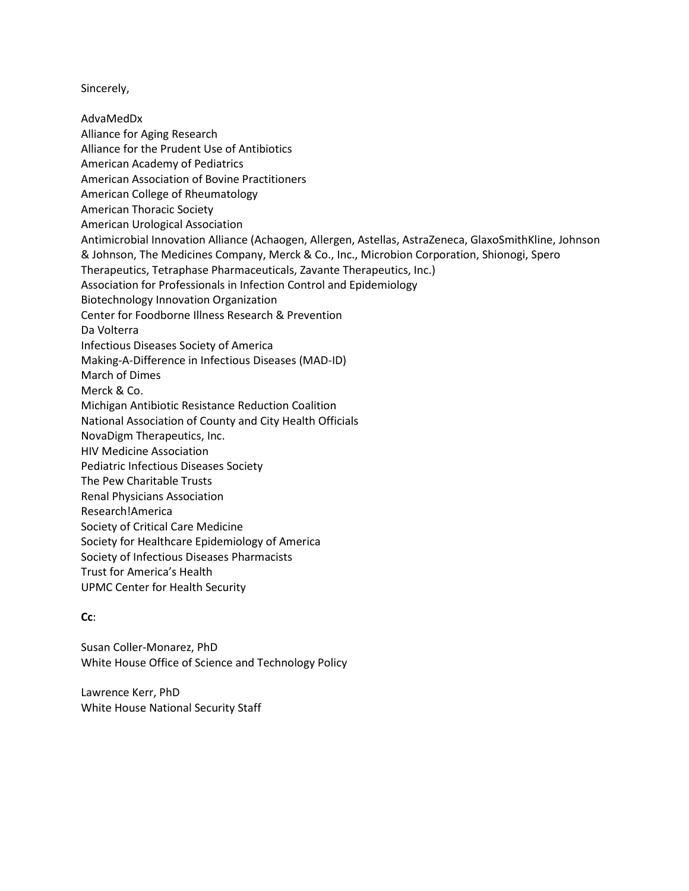Sincerely,

AdvaMedDx
Alliance for Aging Research
Alliance for the Prudent Use of Antibiotics
American Academy of Pediatrics
American Association of Bovine Practitioners
American College of Rheumatology
American Thoracic Society
American Urological Association
Antimicrobial Innovation Alliance (Achaogen, Allergen, Astellas, AstraZeneca, GlaxoSmithKline, Johnson & Johnson, The Medicines Company, Merck & Co., Inc., Microbion Corporation, Shionogi, Spero Therapeutics, Tetraphase Pharmaceuticals, Zavante Therapeutics, Inc.)
Association for Professionals in Infection Control and Epidemiology
Biotechnology Innovation Organization
Center for Foodborne Illness Research & Prevention
Da Volterra
Infectious Diseases Society of America
Making-A-Difference in Infectious Diseases (MAD-ID)
March of Dimes
Merck & Co.
Michigan Antibiotic Resistance Reduction Coalition
National Association of County and City Health Officials
NovaDigm Therapeutics, Inc.
HIV Medicine Association
Pediatric Infectious Diseases Society
The Pew Charitable Trusts
Renal Physicians Association
Research!America
Society of Critical Care Medicine
Society for Healthcare Epidemiology of America
Society of Infectious Diseases Pharmacists
Trust for America's Health
UPMC Center for Health Security

**Cc**:

Susan Coller-Monarez, PhD
White House Office of Science and Technology Policy

Lawrence Kerr, PhD
White House National Security Staff